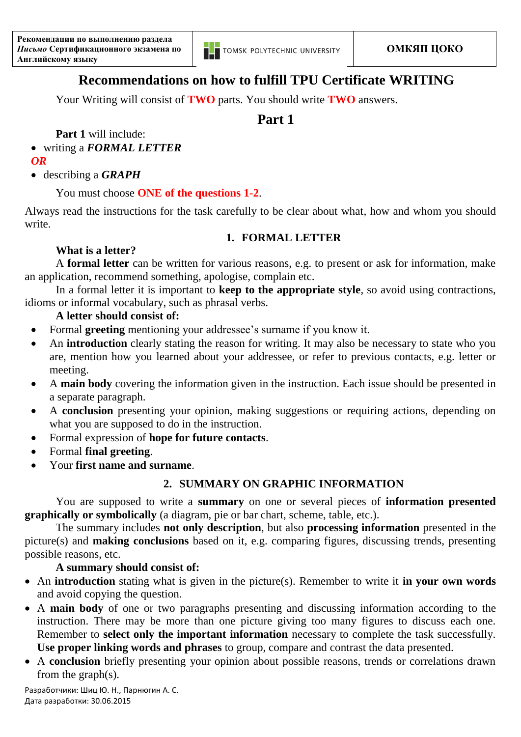| Рекомендации по выполнению раздела *Письмо* Сертификационного экзамена по Английскому языку | TOMSK POLYTECHNIC UNIVERSITY | ОМКЯП ЦОКО |
|---|---|---|

# Recommendations on how to fulfill TPU Certificate WRITING

Your Writing will consist of **TWO** parts. You should write **TWO** answers.

## Part 1

**Part 1** will include:

- writing a ***FORMAL LETTER***

***OR***

- describing a ***GRAPH***

You must choose **ONE of the questions 1-2**.

Always read the instructions for the task carefully to be clear about what, how and whom you should write.

### 1. FORMAL LETTER

**What is a letter?**

A **formal letter** can be written for various reasons, e.g. to present or ask for information, make an application, recommend something, apologise, complain etc.

In a formal letter it is important to **keep to the appropriate style**, so avoid using contractions, idioms or informal vocabulary, such as phrasal verbs.

**A letter should consist of:**

- Formal **greeting** mentioning your addressee's surname if you know it.
- An **introduction** clearly stating the reason for writing. It may also be necessary to state who you are, mention how you learned about your addressee, or refer to previous contacts, e.g. letter or meeting.
- A **main body** covering the information given in the instruction. Each issue should be presented in a separate paragraph.
- A **conclusion** presenting your opinion, making suggestions or requiring actions, depending on what you are supposed to do in the instruction.
- Formal expression of **hope for future contacts**.
- Formal **final greeting**.
- Your **first name and surname**.

### 2. SUMMARY ON GRAPHIC INFORMATION

You are supposed to write a **summary** on one or several pieces of **information presented graphically or symbolically** (a diagram, pie or bar chart, scheme, table, etc.).

The summary includes **not only description**, but also **processing information** presented in the picture(s) and **making conclusions** based on it, e.g. comparing figures, discussing trends, presenting possible reasons, etc.

**A summary should consist of:**

- An **introduction** stating what is given in the picture(s). Remember to write it **in your own words** and avoid copying the question.
- A **main body** of one or two paragraphs presenting and discussing information according to the instruction. There may be more than one picture giving too many figures to discuss each one. Remember to **select only the important information** necessary to complete the task successfully. **Use proper linking words and phrases** to group, compare and contrast the data presented.
- A **conclusion** briefly presenting your opinion about possible reasons, trends or correlations drawn from the graph(s).

Разработчики: Шиц Ю. Н., Парнюгин А. С.
Дата разработки: 30.06.2015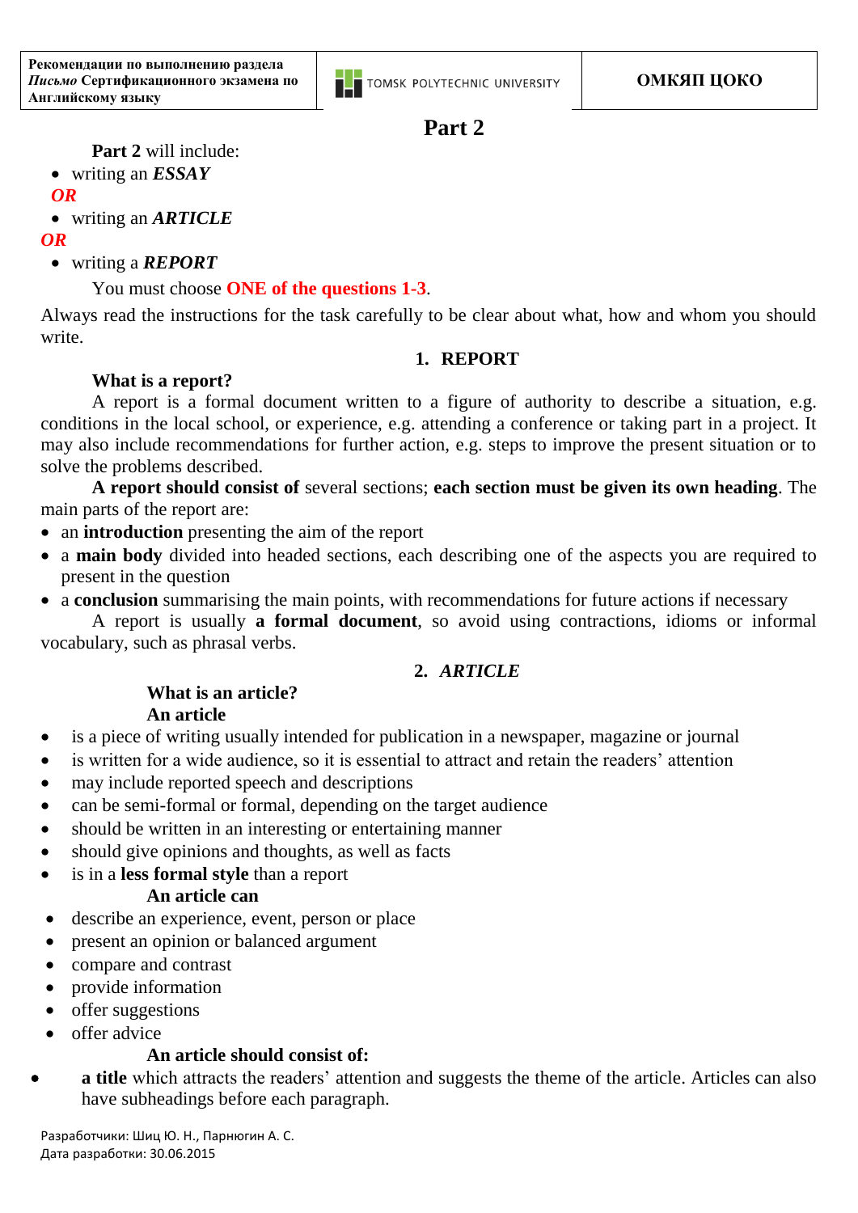# Part 2

**Part 2** will include:

- writing an ***ESSAY***

***OR***

- writing an ***ARTICLE***

***OR***

- writing a ***REPORT***

You must choose **ONE of the questions 1-3**.

Always read the instructions for the task carefully to be clear about what, how and whom you should write.

## 1. REPORT

**What is a report?**

A report is a formal document written to a figure of authority to describe a situation, e.g. conditions in the local school, or experience, e.g. attending a conference or taking part in a project. It may also include recommendations for further action, e.g. steps to improve the present situation or to solve the problems described.

**A report should consist of** several sections; **each section must be given its own heading**. The main parts of the report are:

- an **introduction** presenting the aim of the report
- a **main body** divided into headed sections, each describing one of the aspects you are required to present in the question
- a **conclusion** summarising the main points, with recommendations for future actions if necessary

A report is usually **a formal document**, so avoid using contractions, idioms or informal vocabulary, such as phrasal verbs.

## 2. *ARTICLE*

**What is an article?**

**An article**

- is a piece of writing usually intended for publication in a newspaper, magazine or journal
- is written for a wide audience, so it is essential to attract and retain the readers' attention
- may include reported speech and descriptions
- can be semi-formal or formal, depending on the target audience
- should be written in an interesting or entertaining manner
- should give opinions and thoughts, as well as facts
- is in a **less formal style** than a report

**An article can**

- describe an experience, event, person or place
- present an opinion or balanced argument
- compare and contrast
- provide information
- offer suggestions
- offer advice

**An article should consist of:**

- **a title** which attracts the readers' attention and suggests the theme of the article. Articles can also have subheadings before each paragraph.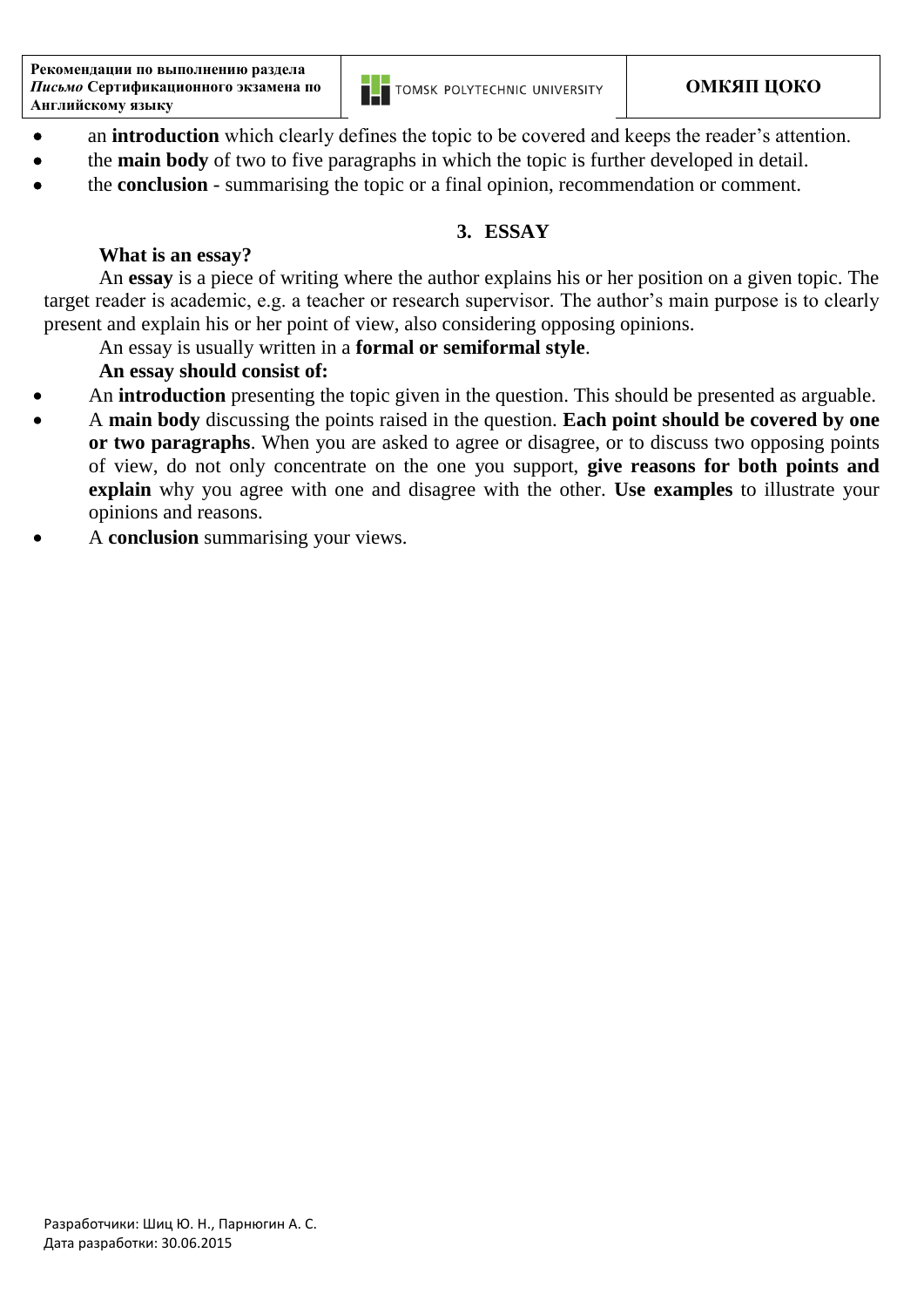- an **introduction** which clearly defines the topic to be covered and keeps the reader's attention.
- the **main body** of two to five paragraphs in which the topic is further developed in detail.
- the **conclusion** - summarising the topic or a final opinion, recommendation or comment.

## 3. ESSAY

**What is an essay?**

An **essay** is a piece of writing where the author explains his or her position on a given topic. The target reader is academic, e.g. a teacher or research supervisor. The author's main purpose is to clearly present and explain his or her point of view, also considering opposing opinions.

An essay is usually written in a **formal or semiformal style**.

**An essay should consist of:**

- An **introduction** presenting the topic given in the question. This should be presented as arguable.
- A **main body** discussing the points raised in the question. **Each point should be covered by one or two paragraphs**. When you are asked to agree or disagree, or to discuss two opposing points of view, do not only concentrate on the one you support, **give reasons for both points and explain** why you agree with one and disagree with the other. **Use examples** to illustrate your opinions and reasons.
- A **conclusion** summarising your views.